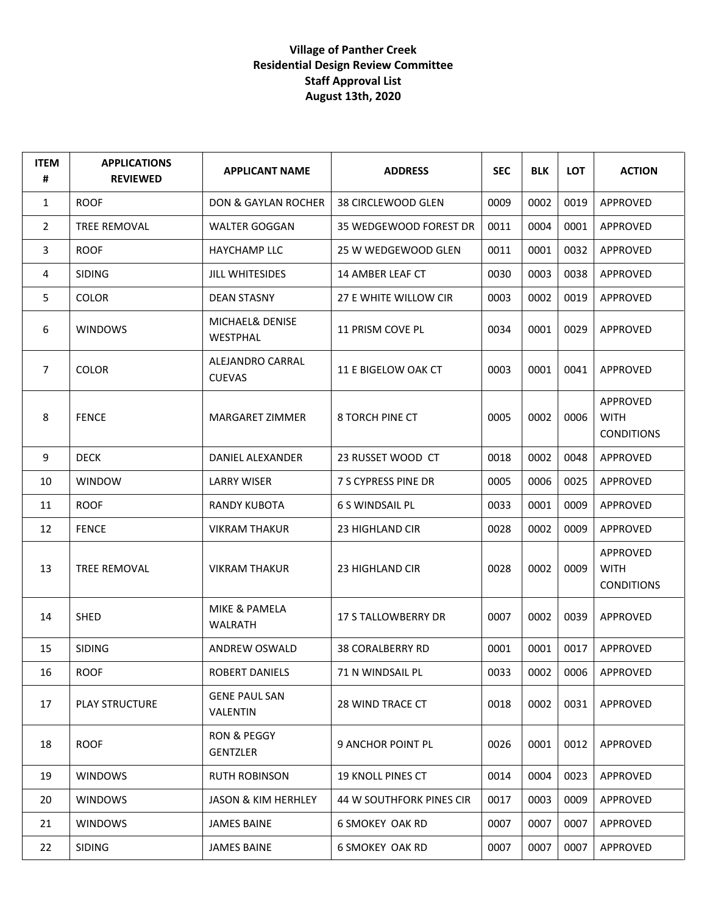**Village of Panther Creek**
**Residential Design Review Committee**
**Staff Approval List**
**August 13th, 2020**

| ITEM # | APPLICATIONS REVIEWED | APPLICANT NAME | ADDRESS | SEC | BLK | LOT | ACTION |
|---|---|---|---|---|---|---|---|
| 1 | ROOF | DON & GAYLAN ROCHER | 38 CIRCLEWOOD GLEN | 0009 | 0002 | 0019 | APPROVED |
| 2 | TREE REMOVAL | WALTER GOGGAN | 35 WEDGEWOOD FOREST DR | 0011 | 0004 | 0001 | APPROVED |
| 3 | ROOF | HAYCHAMP LLC | 25 W WEDGEWOOD GLEN | 0011 | 0001 | 0032 | APPROVED |
| 4 | SIDING | JILL WHITESIDES | 14 AMBER LEAF CT | 0030 | 0003 | 0038 | APPROVED |
| 5 | COLOR | DEAN STASNY | 27 E WHITE WILLOW CIR | 0003 | 0002 | 0019 | APPROVED |
| 6 | WINDOWS | MICHAEL& DENISE WESTPHAL | 11 PRISM COVE PL | 0034 | 0001 | 0029 | APPROVED |
| 7 | COLOR | ALEJANDRO CARRAL CUEVAS | 11 E BIGELOW OAK CT | 0003 | 0001 | 0041 | APPROVED |
| 8 | FENCE | MARGARET ZIMMER | 8 TORCH PINE CT | 0005 | 0002 | 0006 | APPROVED WITH CONDITIONS |
| 9 | DECK | DANIEL ALEXANDER | 23 RUSSET WOOD CT | 0018 | 0002 | 0048 | APPROVED |
| 10 | WINDOW | LARRY WISER | 7 S CYPRESS PINE DR | 0005 | 0006 | 0025 | APPROVED |
| 11 | ROOF | RANDY KUBOTA | 6 S WINDSAIL PL | 0033 | 0001 | 0009 | APPROVED |
| 12 | FENCE | VIKRAM THAKUR | 23 HIGHLAND CIR | 0028 | 0002 | 0009 | APPROVED |
| 13 | TREE REMOVAL | VIKRAM THAKUR | 23 HIGHLAND CIR | 0028 | 0002 | 0009 | APPROVED WITH CONDITIONS |
| 14 | SHED | MIKE & PAMELA WALRATH | 17 S TALLOWBERRY DR | 0007 | 0002 | 0039 | APPROVED |
| 15 | SIDING | ANDREW OSWALD | 38 CORALBERRY RD | 0001 | 0001 | 0017 | APPROVED |
| 16 | ROOF | ROBERT DANIELS | 71 N WINDSAIL PL | 0033 | 0002 | 0006 | APPROVED |
| 17 | PLAY STRUCTURE | GENE PAUL SAN VALENTIN | 28 WIND TRACE CT | 0018 | 0002 | 0031 | APPROVED |
| 18 | ROOF | RON & PEGGY GENTZLER | 9 ANCHOR POINT PL | 0026 | 0001 | 0012 | APPROVED |
| 19 | WINDOWS | RUTH ROBINSON | 19 KNOLL PINES CT | 0014 | 0004 | 0023 | APPROVED |
| 20 | WINDOWS | JASON & KIM HERHLEY | 44 W SOUTHFORK PINES CIR | 0017 | 0003 | 0009 | APPROVED |
| 21 | WINDOWS | JAMES BAINE | 6 SMOKEY OAK RD | 0007 | 0007 | 0007 | APPROVED |
| 22 | SIDING | JAMES BAINE | 6 SMOKEY OAK RD | 0007 | 0007 | 0007 | APPROVED |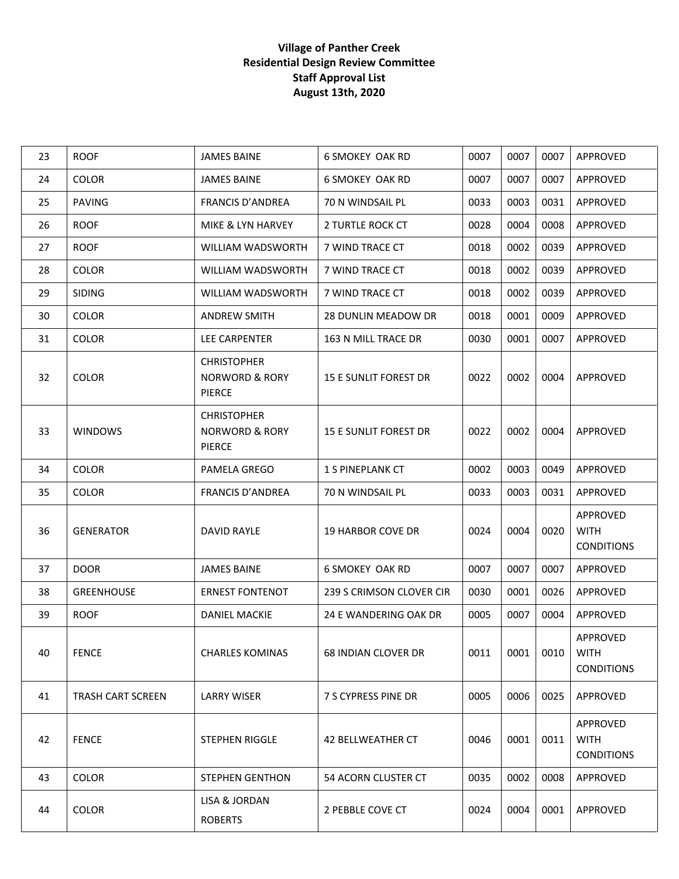**Village of Panther Creek**
**Residential Design Review Committee**
**Staff Approval List**
**August 13th, 2020**

| | | | | | | | |
|---|---|---|---|---|---|---|---|
| 23 | ROOF | JAMES BAINE | 6 SMOKEY OAK RD | 0007 | 0007 | 0007 | APPROVED |
| 24 | COLOR | JAMES BAINE | 6 SMOKEY OAK RD | 0007 | 0007 | 0007 | APPROVED |
| 25 | PAVING | FRANCIS D'ANDREA | 70 N WINDSAIL PL | 0033 | 0003 | 0031 | APPROVED |
| 26 | ROOF | MIKE & LYN HARVEY | 2 TURTLE ROCK CT | 0028 | 0004 | 0008 | APPROVED |
| 27 | ROOF | WILLIAM WADSWORTH | 7 WIND TRACE CT | 0018 | 0002 | 0039 | APPROVED |
| 28 | COLOR | WILLIAM WADSWORTH | 7 WIND TRACE CT | 0018 | 0002 | 0039 | APPROVED |
| 29 | SIDING | WILLIAM WADSWORTH | 7 WIND TRACE CT | 0018 | 0002 | 0039 | APPROVED |
| 30 | COLOR | ANDREW SMITH | 28 DUNLIN MEADOW DR | 0018 | 0001 | 0009 | APPROVED |
| 31 | COLOR | LEE CARPENTER | 163 N MILL TRACE DR | 0030 | 0001 | 0007 | APPROVED |
| 32 | COLOR | CHRISTOPHER NORWORD & RORY PIERCE | 15 E SUNLIT FOREST DR | 0022 | 0002 | 0004 | APPROVED |
| 33 | WINDOWS | CHRISTOPHER NORWORD & RORY PIERCE | 15 E SUNLIT FOREST DR | 0022 | 0002 | 0004 | APPROVED |
| 34 | COLOR | PAMELA GREGO | 1 S PINEPLANK CT | 0002 | 0003 | 0049 | APPROVED |
| 35 | COLOR | FRANCIS D'ANDREA | 70 N WINDSAIL PL | 0033 | 0003 | 0031 | APPROVED |
| 36 | GENERATOR | DAVID RAYLE | 19 HARBOR COVE DR | 0024 | 0004 | 0020 | APPROVED WITH CONDITIONS |
| 37 | DOOR | JAMES BAINE | 6 SMOKEY OAK RD | 0007 | 0007 | 0007 | APPROVED |
| 38 | GREENHOUSE | ERNEST FONTENOT | 239 S CRIMSON CLOVER CIR | 0030 | 0001 | 0026 | APPROVED |
| 39 | ROOF | DANIEL MACKIE | 24 E WANDERING OAK DR | 0005 | 0007 | 0004 | APPROVED |
| 40 | FENCE | CHARLES KOMINAS | 68 INDIAN CLOVER DR | 0011 | 0001 | 0010 | APPROVED WITH CONDITIONS |
| 41 | TRASH CART SCREEN | LARRY WISER | 7 S CYPRESS PINE DR | 0005 | 0006 | 0025 | APPROVED |
| 42 | FENCE | STEPHEN RIGGLE | 42 BELLWEATHER CT | 0046 | 0001 | 0011 | APPROVED WITH CONDITIONS |
| 43 | COLOR | STEPHEN GENTHON | 54 ACORN CLUSTER CT | 0035 | 0002 | 0008 | APPROVED |
| 44 | COLOR | LISA & JORDAN ROBERTS | 2 PEBBLE COVE CT | 0024 | 0004 | 0001 | APPROVED |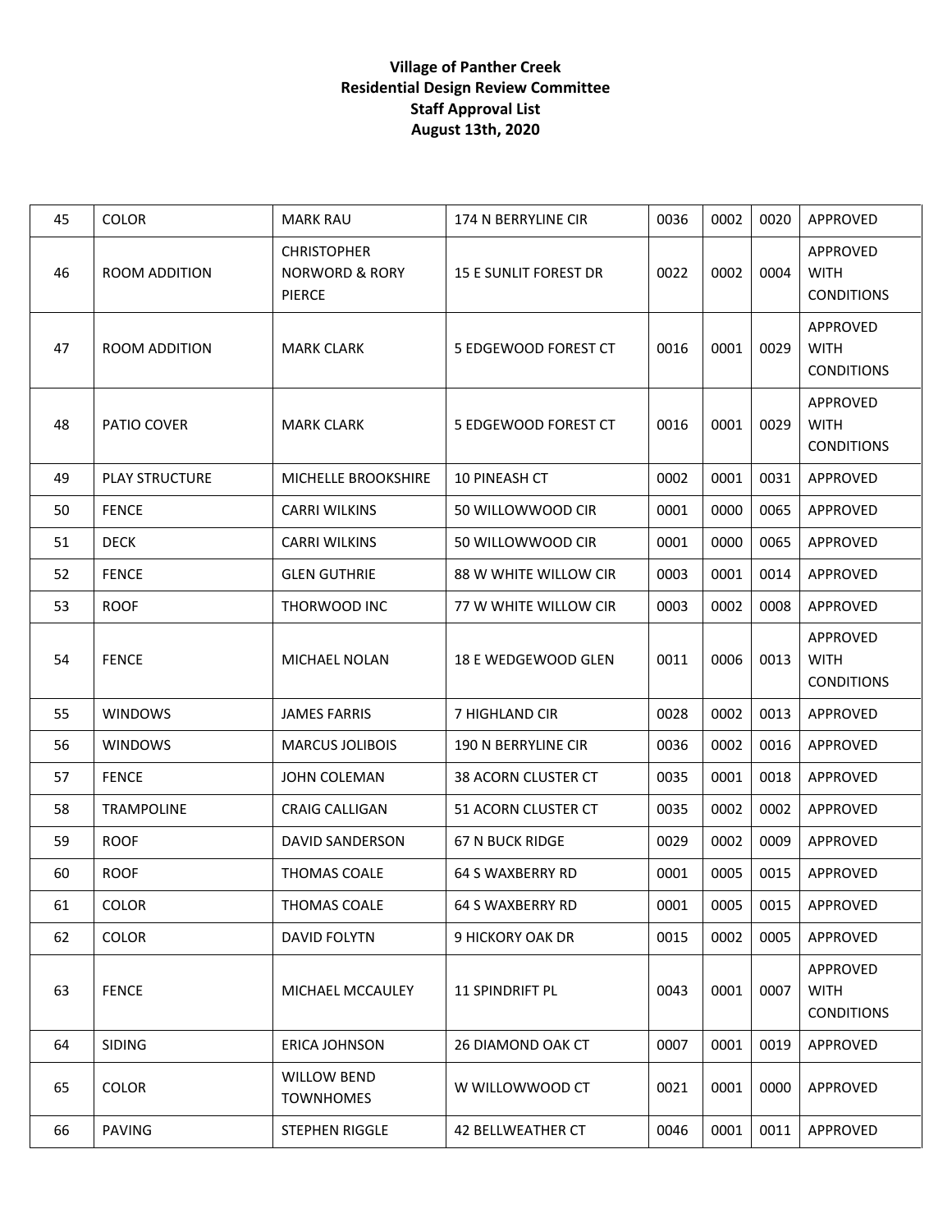**Village of Panther Creek**
**Residential Design Review Committee**
**Staff Approval List**
**August 13th, 2020**

| | | | | | | | |
|---|---|---|---|---|---|---|---|
| 45 | COLOR | MARK RAU | 174 N BERRYLINE CIR | 0036 | 0002 | 0020 | APPROVED |
| 46 | ROOM ADDITION | CHRISTOPHER NORWORD & RORY PIERCE | 15 E SUNLIT FOREST DR | 0022 | 0002 | 0004 | APPROVED WITH CONDITIONS |
| 47 | ROOM ADDITION | MARK CLARK | 5 EDGEWOOD FOREST CT | 0016 | 0001 | 0029 | APPROVED WITH CONDITIONS |
| 48 | PATIO COVER | MARK CLARK | 5 EDGEWOOD FOREST CT | 0016 | 0001 | 0029 | APPROVED WITH CONDITIONS |
| 49 | PLAY STRUCTURE | MICHELLE BROOKSHIRE | 10 PINEASH CT | 0002 | 0001 | 0031 | APPROVED |
| 50 | FENCE | CARRI WILKINS | 50 WILLOWWOOD CIR | 0001 | 0000 | 0065 | APPROVED |
| 51 | DECK | CARRI WILKINS | 50 WILLOWWOOD CIR | 0001 | 0000 | 0065 | APPROVED |
| 52 | FENCE | GLEN GUTHRIE | 88 W WHITE WILLOW CIR | 0003 | 0001 | 0014 | APPROVED |
| 53 | ROOF | THORWOOD INC | 77 W WHITE WILLOW CIR | 0003 | 0002 | 0008 | APPROVED |
| 54 | FENCE | MICHAEL NOLAN | 18 E WEDGEWOOD GLEN | 0011 | 0006 | 0013 | APPROVED WITH CONDITIONS |
| 55 | WINDOWS | JAMES FARRIS | 7 HIGHLAND CIR | 0028 | 0002 | 0013 | APPROVED |
| 56 | WINDOWS | MARCUS JOLIBOIS | 190 N BERRYLINE CIR | 0036 | 0002 | 0016 | APPROVED |
| 57 | FENCE | JOHN COLEMAN | 38 ACORN CLUSTER CT | 0035 | 0001 | 0018 | APPROVED |
| 58 | TRAMPOLINE | CRAIG CALLIGAN | 51 ACORN CLUSTER CT | 0035 | 0002 | 0002 | APPROVED |
| 59 | ROOF | DAVID SANDERSON | 67 N BUCK RIDGE | 0029 | 0002 | 0009 | APPROVED |
| 60 | ROOF | THOMAS COALE | 64 S WAXBERRY RD | 0001 | 0005 | 0015 | APPROVED |
| 61 | COLOR | THOMAS COALE | 64 S WAXBERRY RD | 0001 | 0005 | 0015 | APPROVED |
| 62 | COLOR | DAVID FOLYTN | 9 HICKORY OAK DR | 0015 | 0002 | 0005 | APPROVED |
| 63 | FENCE | MICHAEL MCCAULEY | 11 SPINDRIFT PL | 0043 | 0001 | 0007 | APPROVED WITH CONDITIONS |
| 64 | SIDING | ERICA JOHNSON | 26 DIAMOND OAK CT | 0007 | 0001 | 0019 | APPROVED |
| 65 | COLOR | WILLOW BEND TOWNHOMES | W WILLOWWOOD CT | 0021 | 0001 | 0000 | APPROVED |
| 66 | PAVING | STEPHEN RIGGLE | 42 BELLWEATHER CT | 0046 | 0001 | 0011 | APPROVED |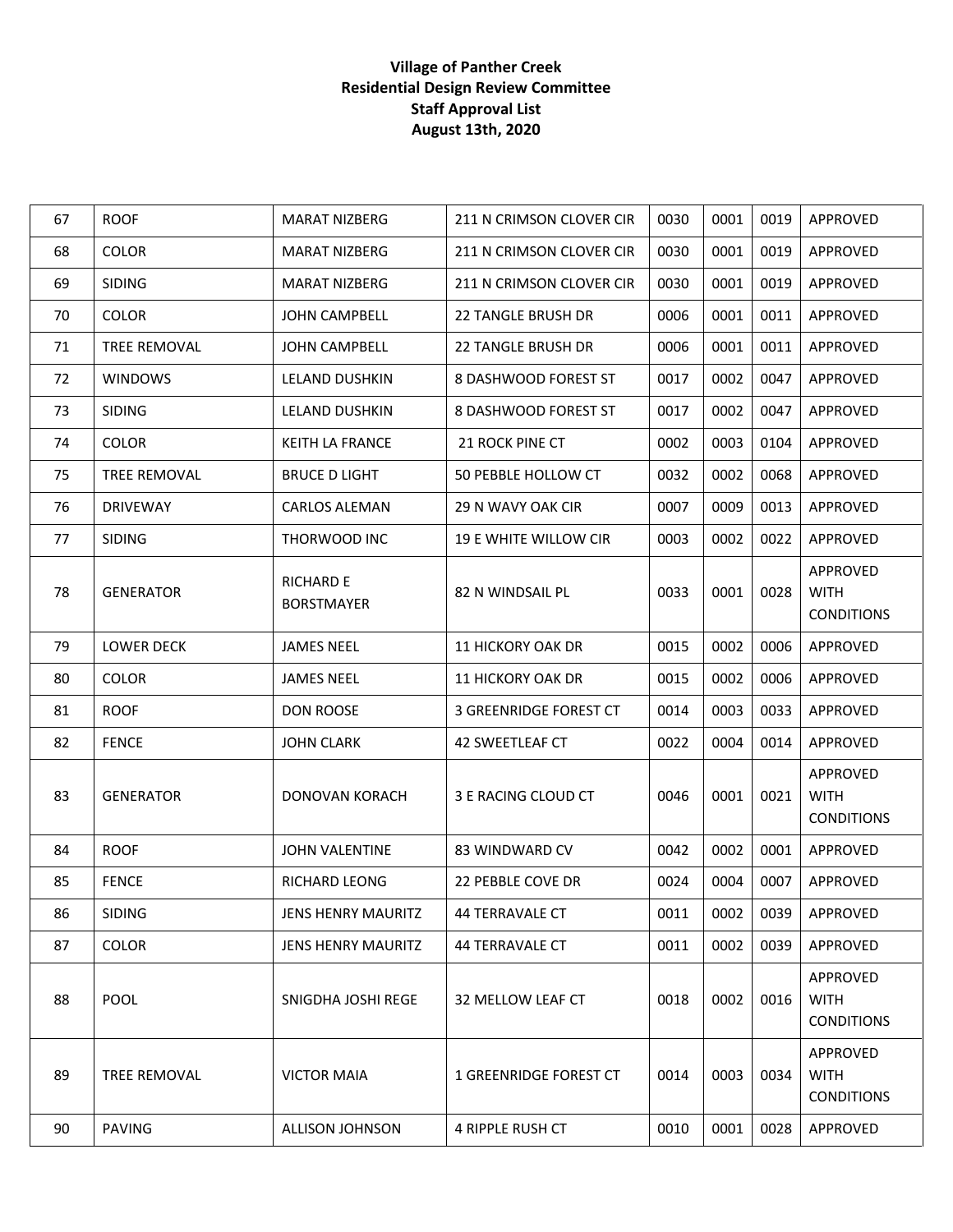**Village of Panther Creek**
**Residential Design Review Committee**
**Staff Approval List**
**August 13th, 2020**

| | | | | | | | |
|---|---|---|---|---|---|---|---|
| 67 | ROOF | MARAT NIZBERG | 211 N CRIMSON CLOVER CIR | 0030 | 0001 | 0019 | APPROVED |
| 68 | COLOR | MARAT NIZBERG | 211 N CRIMSON CLOVER CIR | 0030 | 0001 | 0019 | APPROVED |
| 69 | SIDING | MARAT NIZBERG | 211 N CRIMSON CLOVER CIR | 0030 | 0001 | 0019 | APPROVED |
| 70 | COLOR | JOHN CAMPBELL | 22 TANGLE BRUSH DR | 0006 | 0001 | 0011 | APPROVED |
| 71 | TREE REMOVAL | JOHN CAMPBELL | 22 TANGLE BRUSH DR | 0006 | 0001 | 0011 | APPROVED |
| 72 | WINDOWS | LELAND DUSHKIN | 8 DASHWOOD FOREST ST | 0017 | 0002 | 0047 | APPROVED |
| 73 | SIDING | LELAND DUSHKIN | 8 DASHWOOD FOREST ST | 0017 | 0002 | 0047 | APPROVED |
| 74 | COLOR | KEITH LA FRANCE | 21 ROCK PINE CT | 0002 | 0003 | 0104 | APPROVED |
| 75 | TREE REMOVAL | BRUCE D LIGHT | 50 PEBBLE HOLLOW CT | 0032 | 0002 | 0068 | APPROVED |
| 76 | DRIVEWAY | CARLOS ALEMAN | 29 N WAVY OAK CIR | 0007 | 0009 | 0013 | APPROVED |
| 77 | SIDING | THORWOOD INC | 19 E WHITE WILLOW CIR | 0003 | 0002 | 0022 | APPROVED |
| 78 | GENERATOR | RICHARD E BORSTMAYER | 82 N WINDSAIL PL | 0033 | 0001 | 0028 | APPROVED WITH CONDITIONS |
| 79 | LOWER DECK | JAMES NEEL | 11 HICKORY OAK DR | 0015 | 0002 | 0006 | APPROVED |
| 80 | COLOR | JAMES NEEL | 11 HICKORY OAK DR | 0015 | 0002 | 0006 | APPROVED |
| 81 | ROOF | DON ROOSE | 3 GREENRIDGE FOREST CT | 0014 | 0003 | 0033 | APPROVED |
| 82 | FENCE | JOHN CLARK | 42 SWEETLEAF CT | 0022 | 0004 | 0014 | APPROVED |
| 83 | GENERATOR | DONOVAN KORACH | 3 E RACING CLOUD CT | 0046 | 0001 | 0021 | APPROVED WITH CONDITIONS |
| 84 | ROOF | JOHN VALENTINE | 83 WINDWARD CV | 0042 | 0002 | 0001 | APPROVED |
| 85 | FENCE | RICHARD LEONG | 22 PEBBLE COVE DR | 0024 | 0004 | 0007 | APPROVED |
| 86 | SIDING | JENS HENRY MAURITZ | 44 TERRAVALE CT | 0011 | 0002 | 0039 | APPROVED |
| 87 | COLOR | JENS HENRY MAURITZ | 44 TERRAVALE CT | 0011 | 0002 | 0039 | APPROVED |
| 88 | POOL | SNIGDHA JOSHI REGE | 32 MELLOW LEAF CT | 0018 | 0002 | 0016 | APPROVED WITH CONDITIONS |
| 89 | TREE REMOVAL | VICTOR MAIA | 1 GREENRIDGE FOREST CT | 0014 | 0003 | 0034 | APPROVED WITH CONDITIONS |
| 90 | PAVING | ALLISON JOHNSON | 4 RIPPLE RUSH CT | 0010 | 0001 | 0028 | APPROVED |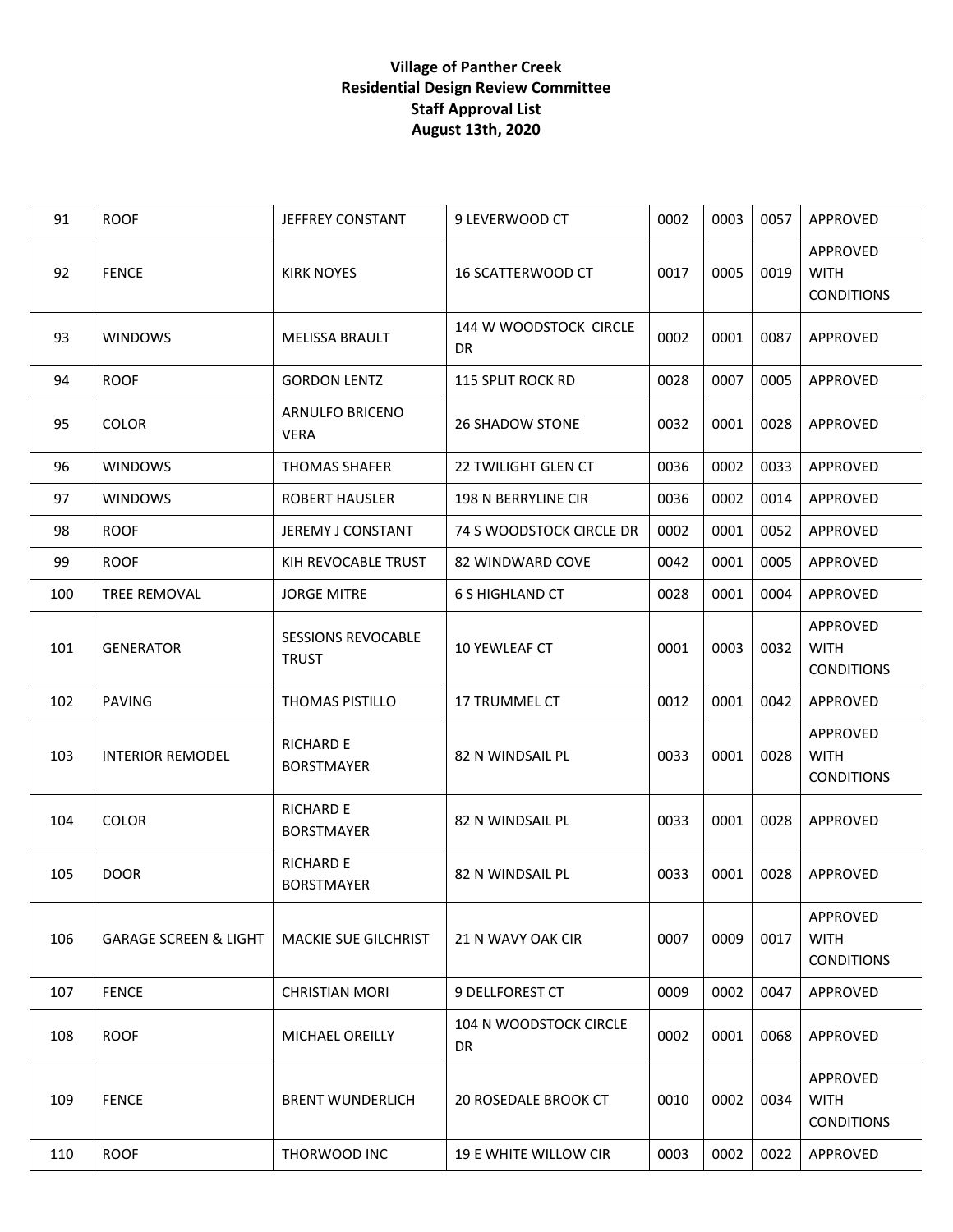**Village of Panther Creek**
**Residential Design Review Committee**
**Staff Approval List**
**August 13th, 2020**

| | | | | | | | |
|---|---|---|---|---|---|---|---|
| 91 | ROOF | JEFFREY CONSTANT | 9 LEVERWOOD CT | 0002 | 0003 | 0057 | APPROVED |
| 92 | FENCE | KIRK NOYES | 16 SCATTERWOOD CT | 0017 | 0005 | 0019 | APPROVED WITH CONDITIONS |
| 93 | WINDOWS | MELISSA BRAULT | 144 W WOODSTOCK CIRCLE DR | 0002 | 0001 | 0087 | APPROVED |
| 94 | ROOF | GORDON LENTZ | 115 SPLIT ROCK RD | 0028 | 0007 | 0005 | APPROVED |
| 95 | COLOR | ARNULFO BRICENO VERA | 26 SHADOW STONE | 0032 | 0001 | 0028 | APPROVED |
| 96 | WINDOWS | THOMAS SHAFER | 22 TWILIGHT GLEN CT | 0036 | 0002 | 0033 | APPROVED |
| 97 | WINDOWS | ROBERT HAUSLER | 198 N BERRYLINE CIR | 0036 | 0002 | 0014 | APPROVED |
| 98 | ROOF | JEREMY J CONSTANT | 74 S WOODSTOCK CIRCLE DR | 0002 | 0001 | 0052 | APPROVED |
| 99 | ROOF | KIH REVOCABLE TRUST | 82 WINDWARD COVE | 0042 | 0001 | 0005 | APPROVED |
| 100 | TREE REMOVAL | JORGE MITRE | 6 S HIGHLAND CT | 0028 | 0001 | 0004 | APPROVED |
| 101 | GENERATOR | SESSIONS REVOCABLE TRUST | 10 YEWLEAF CT | 0001 | 0003 | 0032 | APPROVED WITH CONDITIONS |
| 102 | PAVING | THOMAS PISTILLO | 17 TRUMMEL CT | 0012 | 0001 | 0042 | APPROVED |
| 103 | INTERIOR REMODEL | RICHARD E BORSTMAYER | 82 N WINDSAIL PL | 0033 | 0001 | 0028 | APPROVED WITH CONDITIONS |
| 104 | COLOR | RICHARD E BORSTMAYER | 82 N WINDSAIL PL | 0033 | 0001 | 0028 | APPROVED |
| 105 | DOOR | RICHARD E BORSTMAYER | 82 N WINDSAIL PL | 0033 | 0001 | 0028 | APPROVED |
| 106 | GARAGE SCREEN & LIGHT | MACKIE SUE GILCHRIST | 21 N WAVY OAK CIR | 0007 | 0009 | 0017 | APPROVED WITH CONDITIONS |
| 107 | FENCE | CHRISTIAN MORI | 9 DELLFOREST CT | 0009 | 0002 | 0047 | APPROVED |
| 108 | ROOF | MICHAEL OREILLY | 104 N WOODSTOCK CIRCLE DR | 0002 | 0001 | 0068 | APPROVED |
| 109 | FENCE | BRENT WUNDERLICH | 20 ROSEDALE BROOK CT | 0010 | 0002 | 0034 | APPROVED WITH CONDITIONS |
| 110 | ROOF | THORWOOD INC | 19 E WHITE WILLOW CIR | 0003 | 0002 | 0022 | APPROVED |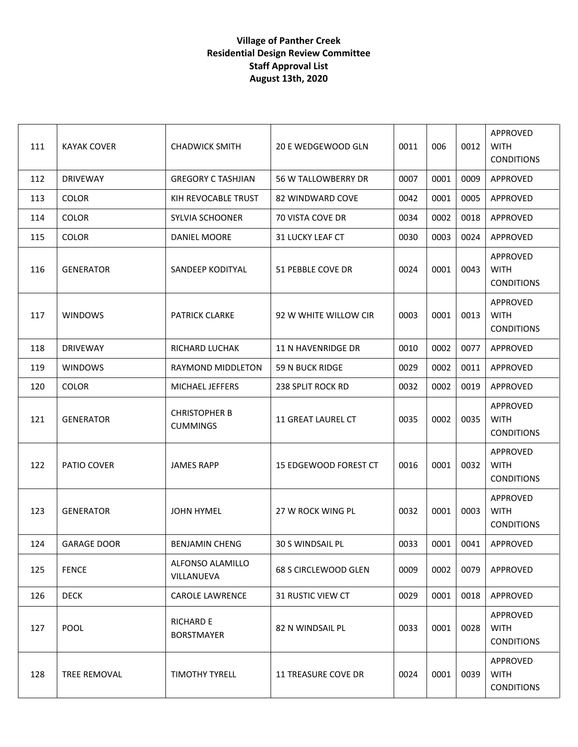**Village of Panther Creek**
**Residential Design Review Committee**
**Staff Approval List**
**August 13th, 2020**

| | | | | | | | |
|---|---|---|---|---|---|---|---|
| 111 | KAYAK COVER | CHADWICK SMITH | 20 E WEDGEWOOD GLN | 0011 | 006 | 0012 | APPROVED WITH CONDITIONS |
| 112 | DRIVEWAY | GREGORY C TASHJIAN | 56 W TALLOWBERRY DR | 0007 | 0001 | 0009 | APPROVED |
| 113 | COLOR | KIH REVOCABLE TRUST | 82 WINDWARD COVE | 0042 | 0001 | 0005 | APPROVED |
| 114 | COLOR | SYLVIA SCHOONER | 70 VISTA COVE DR | 0034 | 0002 | 0018 | APPROVED |
| 115 | COLOR | DANIEL MOORE | 31 LUCKY LEAF CT | 0030 | 0003 | 0024 | APPROVED |
| 116 | GENERATOR | SANDEEP KODITYAL | 51 PEBBLE COVE DR | 0024 | 0001 | 0043 | APPROVED WITH CONDITIONS |
| 117 | WINDOWS | PATRICK CLARKE | 92 W WHITE WILLOW CIR | 0003 | 0001 | 0013 | APPROVED WITH CONDITIONS |
| 118 | DRIVEWAY | RICHARD LUCHAK | 11 N HAVENRIDGE DR | 0010 | 0002 | 0077 | APPROVED |
| 119 | WINDOWS | RAYMOND MIDDLETON | 59 N BUCK RIDGE | 0029 | 0002 | 0011 | APPROVED |
| 120 | COLOR | MICHAEL JEFFERS | 238 SPLIT ROCK RD | 0032 | 0002 | 0019 | APPROVED |
| 121 | GENERATOR | CHRISTOPHER B CUMMINGS | 11 GREAT LAUREL CT | 0035 | 0002 | 0035 | APPROVED WITH CONDITIONS |
| 122 | PATIO COVER | JAMES RAPP | 15 EDGEWOOD FOREST CT | 0016 | 0001 | 0032 | APPROVED WITH CONDITIONS |
| 123 | GENERATOR | JOHN HYMEL | 27 W ROCK WING PL | 0032 | 0001 | 0003 | APPROVED WITH CONDITIONS |
| 124 | GARAGE DOOR | BENJAMIN CHENG | 30 S WINDSAIL PL | 0033 | 0001 | 0041 | APPROVED |
| 125 | FENCE | ALFONSO ALAMILLO VILLANUEVA | 68 S CIRCLEWOOD GLEN | 0009 | 0002 | 0079 | APPROVED |
| 126 | DECK | CAROLE LAWRENCE | 31 RUSTIC VIEW CT | 0029 | 0001 | 0018 | APPROVED |
| 127 | POOL | RICHARD E BORSTMAYER | 82 N WINDSAIL PL | 0033 | 0001 | 0028 | APPROVED WITH CONDITIONS |
| 128 | TREE REMOVAL | TIMOTHY TYRELL | 11 TREASURE COVE DR | 0024 | 0001 | 0039 | APPROVED WITH CONDITIONS |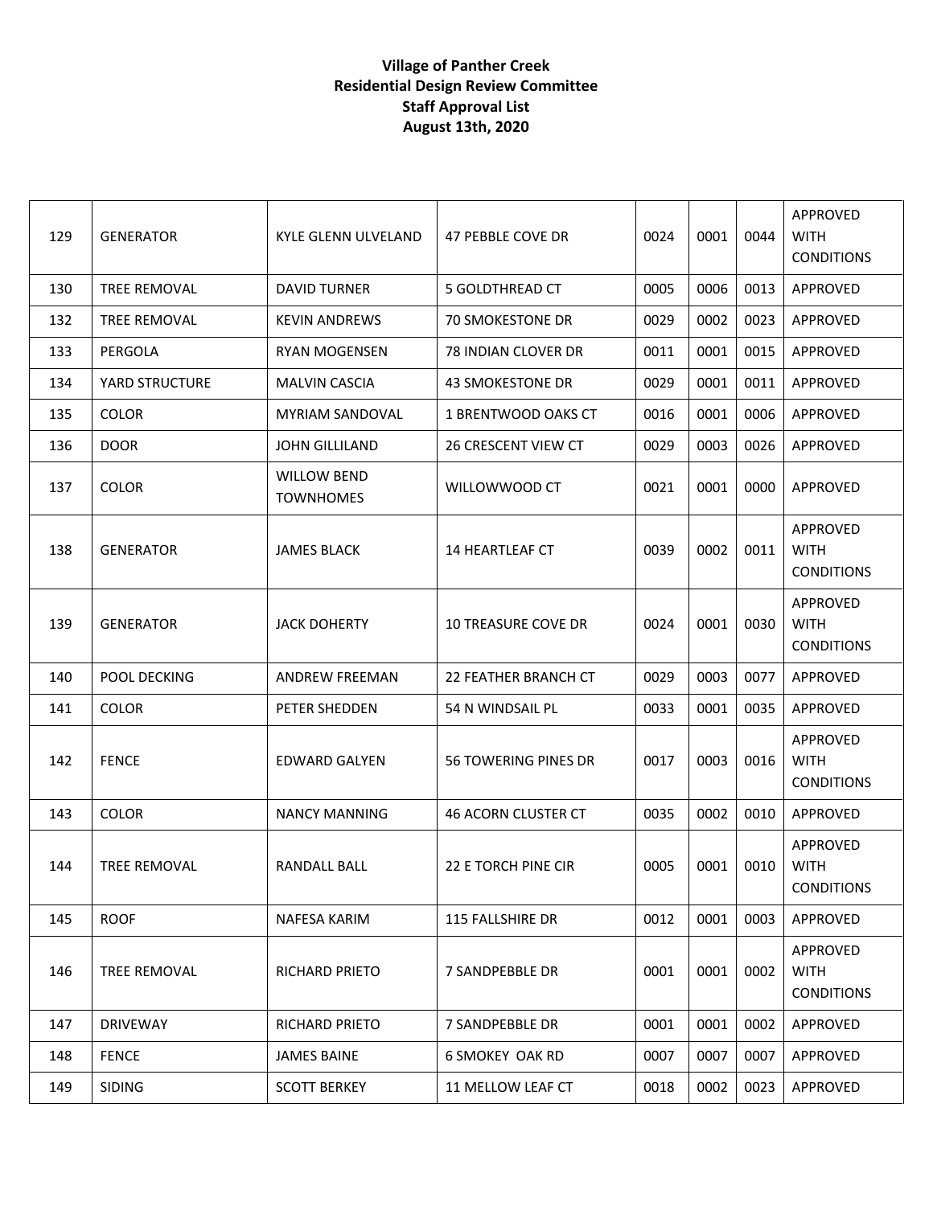**Village of Panther Creek**
**Residential Design Review Committee**
**Staff Approval List**
**August 13th, 2020**

| | | | | | | | |
|---|---|---|---|---|---|---|---|
| 129 | GENERATOR | KYLE GLENN ULVELAND | 47 PEBBLE COVE DR | 0024 | 0001 | 0044 | APPROVED WITH CONDITIONS |
| 130 | TREE REMOVAL | DAVID TURNER | 5 GOLDTHREAD CT | 0005 | 0006 | 0013 | APPROVED |
| 132 | TREE REMOVAL | KEVIN ANDREWS | 70 SMOKESTONE DR | 0029 | 0002 | 0023 | APPROVED |
| 133 | PERGOLA | RYAN MOGENSEN | 78 INDIAN CLOVER DR | 0011 | 0001 | 0015 | APPROVED |
| 134 | YARD STRUCTURE | MALVIN CASCIA | 43 SMOKESTONE DR | 0029 | 0001 | 0011 | APPROVED |
| 135 | COLOR | MYRIAM SANDOVAL | 1 BRENTWOOD OAKS CT | 0016 | 0001 | 0006 | APPROVED |
| 136 | DOOR | JOHN GILLILAND | 26 CRESCENT VIEW CT | 0029 | 0003 | 0026 | APPROVED |
| 137 | COLOR | WILLOW BEND TOWNHOMES | WILLOWWOOD CT | 0021 | 0001 | 0000 | APPROVED |
| 138 | GENERATOR | JAMES BLACK | 14 HEARTLEAF CT | 0039 | 0002 | 0011 | APPROVED WITH CONDITIONS |
| 139 | GENERATOR | JACK DOHERTY | 10 TREASURE COVE DR | 0024 | 0001 | 0030 | APPROVED WITH CONDITIONS |
| 140 | POOL DECKING | ANDREW FREEMAN | 22 FEATHER BRANCH CT | 0029 | 0003 | 0077 | APPROVED |
| 141 | COLOR | PETER SHEDDEN | 54 N WINDSAIL PL | 0033 | 0001 | 0035 | APPROVED |
| 142 | FENCE | EDWARD GALYEN | 56 TOWERING PINES DR | 0017 | 0003 | 0016 | APPROVED WITH CONDITIONS |
| 143 | COLOR | NANCY MANNING | 46 ACORN CLUSTER CT | 0035 | 0002 | 0010 | APPROVED |
| 144 | TREE REMOVAL | RANDALL BALL | 22 E TORCH PINE CIR | 0005 | 0001 | 0010 | APPROVED WITH CONDITIONS |
| 145 | ROOF | NAFESA KARIM | 115 FALLSHIRE DR | 0012 | 0001 | 0003 | APPROVED |
| 146 | TREE REMOVAL | RICHARD PRIETO | 7 SANDPEBBLE DR | 0001 | 0001 | 0002 | APPROVED WITH CONDITIONS |
| 147 | DRIVEWAY | RICHARD PRIETO | 7 SANDPEBBLE DR | 0001 | 0001 | 0002 | APPROVED |
| 148 | FENCE | JAMES BAINE | 6 SMOKEY OAK RD | 0007 | 0007 | 0007 | APPROVED |
| 149 | SIDING | SCOTT BERKEY | 11 MELLOW LEAF CT | 0018 | 0002 | 0023 | APPROVED |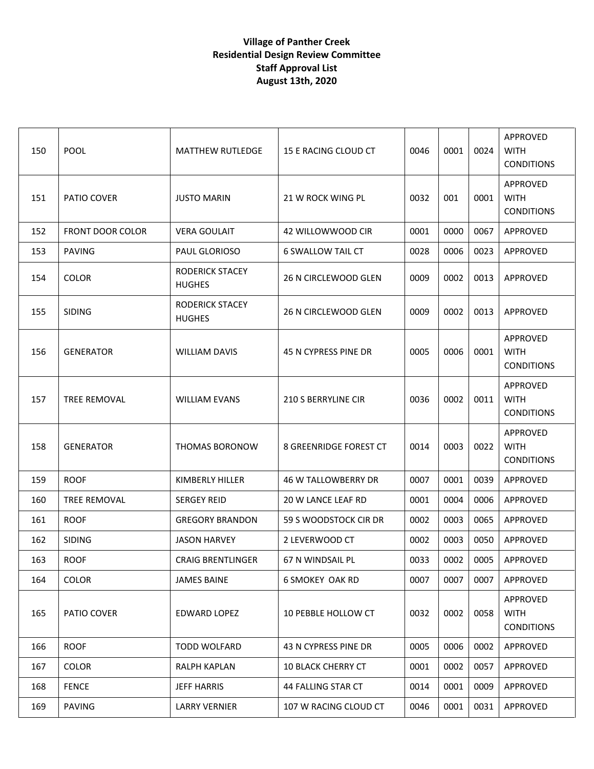**Village of Panther Creek**
**Residential Design Review Committee**
**Staff Approval List**
**August 13th, 2020**

| | | | | | | | |
|---|---|---|---|---|---|---|---|
| 150 | POOL | MATTHEW RUTLEDGE | 15 E RACING CLOUD CT | 0046 | 0001 | 0024 | APPROVED WITH CONDITIONS |
| 151 | PATIO COVER | JUSTO MARIN | 21 W ROCK WING PL | 0032 | 001 | 0001 | APPROVED WITH CONDITIONS |
| 152 | FRONT DOOR COLOR | VERA GOULAIT | 42 WILLOWWOOD CIR | 0001 | 0000 | 0067 | APPROVED |
| 153 | PAVING | PAUL GLORIOSO | 6 SWALLOW TAIL CT | 0028 | 0006 | 0023 | APPROVED |
| 154 | COLOR | RODERICK STACEY HUGHES | 26 N CIRCLEWOOD GLEN | 0009 | 0002 | 0013 | APPROVED |
| 155 | SIDING | RODERICK STACEY HUGHES | 26 N CIRCLEWOOD GLEN | 0009 | 0002 | 0013 | APPROVED |
| 156 | GENERATOR | WILLIAM DAVIS | 45 N CYPRESS PINE DR | 0005 | 0006 | 0001 | APPROVED WITH CONDITIONS |
| 157 | TREE REMOVAL | WILLIAM EVANS | 210 S BERRYLINE CIR | 0036 | 0002 | 0011 | APPROVED WITH CONDITIONS |
| 158 | GENERATOR | THOMAS BORONOW | 8 GREENRIDGE FOREST CT | 0014 | 0003 | 0022 | APPROVED WITH CONDITIONS |
| 159 | ROOF | KIMBERLY HILLER | 46 W TALLOWBERRY DR | 0007 | 0001 | 0039 | APPROVED |
| 160 | TREE REMOVAL | SERGEY REID | 20 W LANCE LEAF RD | 0001 | 0004 | 0006 | APPROVED |
| 161 | ROOF | GREGORY BRANDON | 59 S WOODSTOCK CIR DR | 0002 | 0003 | 0065 | APPROVED |
| 162 | SIDING | JASON HARVEY | 2 LEVERWOOD CT | 0002 | 0003 | 0050 | APPROVED |
| 163 | ROOF | CRAIG BRENTLINGER | 67 N WINDSAIL PL | 0033 | 0002 | 0005 | APPROVED |
| 164 | COLOR | JAMES BAINE | 6 SMOKEY OAK RD | 0007 | 0007 | 0007 | APPROVED |
| 165 | PATIO COVER | EDWARD LOPEZ | 10 PEBBLE HOLLOW CT | 0032 | 0002 | 0058 | APPROVED WITH CONDITIONS |
| 166 | ROOF | TODD WOLFARD | 43 N CYPRESS PINE DR | 0005 | 0006 | 0002 | APPROVED |
| 167 | COLOR | RALPH KAPLAN | 10 BLACK CHERRY CT | 0001 | 0002 | 0057 | APPROVED |
| 168 | FENCE | JEFF HARRIS | 44 FALLING STAR CT | 0014 | 0001 | 0009 | APPROVED |
| 169 | PAVING | LARRY VERNIER | 107 W RACING CLOUD CT | 0046 | 0001 | 0031 | APPROVED |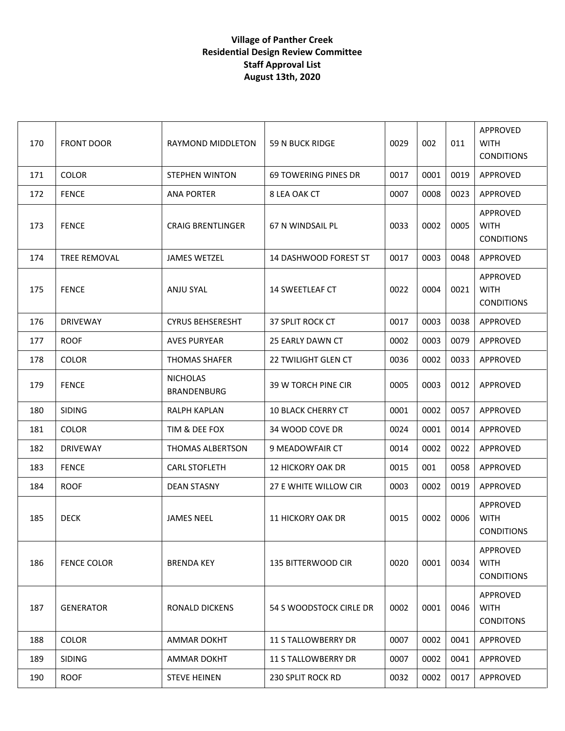**Village of Panther Creek**
**Residential Design Review Committee**
**Staff Approval List**
**August 13th, 2020**

| | | | | | | | |
|---|---|---|---|---|---|---|---|
| 170 | FRONT DOOR | RAYMOND MIDDLETON | 59 N BUCK RIDGE | 0029 | 002 | 011 | APPROVED WITH CONDITIONS |
| 171 | COLOR | STEPHEN WINTON | 69 TOWERING PINES DR | 0017 | 0001 | 0019 | APPROVED |
| 172 | FENCE | ANA PORTER | 8 LEA OAK CT | 0007 | 0008 | 0023 | APPROVED |
| 173 | FENCE | CRAIG BRENTLINGER | 67 N WINDSAIL PL | 0033 | 0002 | 0005 | APPROVED WITH CONDITIONS |
| 174 | TREE REMOVAL | JAMES WETZEL | 14 DASHWOOD FOREST ST | 0017 | 0003 | 0048 | APPROVED |
| 175 | FENCE | ANJU SYAL | 14 SWEETLEAF CT | 0022 | 0004 | 0021 | APPROVED WITH CONDITIONS |
| 176 | DRIVEWAY | CYRUS BEHSERESHT | 37 SPLIT ROCK CT | 0017 | 0003 | 0038 | APPROVED |
| 177 | ROOF | AVES PURYEAR | 25 EARLY DAWN CT | 0002 | 0003 | 0079 | APPROVED |
| 178 | COLOR | THOMAS SHAFER | 22 TWILIGHT GLEN CT | 0036 | 0002 | 0033 | APPROVED |
| 179 | FENCE | NICHOLAS BRANDENBURG | 39 W TORCH PINE CIR | 0005 | 0003 | 0012 | APPROVED |
| 180 | SIDING | RALPH KAPLAN | 10 BLACK CHERRY CT | 0001 | 0002 | 0057 | APPROVED |
| 181 | COLOR | TIM & DEE FOX | 34 WOOD COVE DR | 0024 | 0001 | 0014 | APPROVED |
| 182 | DRIVEWAY | THOMAS ALBERTSON | 9 MEADOWFAIR CT | 0014 | 0002 | 0022 | APPROVED |
| 183 | FENCE | CARL STOFLETH | 12 HICKORY OAK DR | 0015 | 001 | 0058 | APPROVED |
| 184 | ROOF | DEAN STASNY | 27 E WHITE WILLOW CIR | 0003 | 0002 | 0019 | APPROVED |
| 185 | DECK | JAMES NEEL | 11 HICKORY OAK DR | 0015 | 0002 | 0006 | APPROVED WITH CONDITIONS |
| 186 | FENCE COLOR | BRENDA KEY | 135 BITTERWOOD CIR | 0020 | 0001 | 0034 | APPROVED WITH CONDITIONS |
| 187 | GENERATOR | RONALD DICKENS | 54 S WOODSTOCK CIRLE DR | 0002 | 0001 | 0046 | APPROVED WITH CONDITONS |
| 188 | COLOR | AMMAR DOKHT | 11 S TALLOWBERRY DR | 0007 | 0002 | 0041 | APPROVED |
| 189 | SIDING | AMMAR DOKHT | 11 S TALLOWBERRY DR | 0007 | 0002 | 0041 | APPROVED |
| 190 | ROOF | STEVE HEINEN | 230 SPLIT ROCK RD | 0032 | 0002 | 0017 | APPROVED |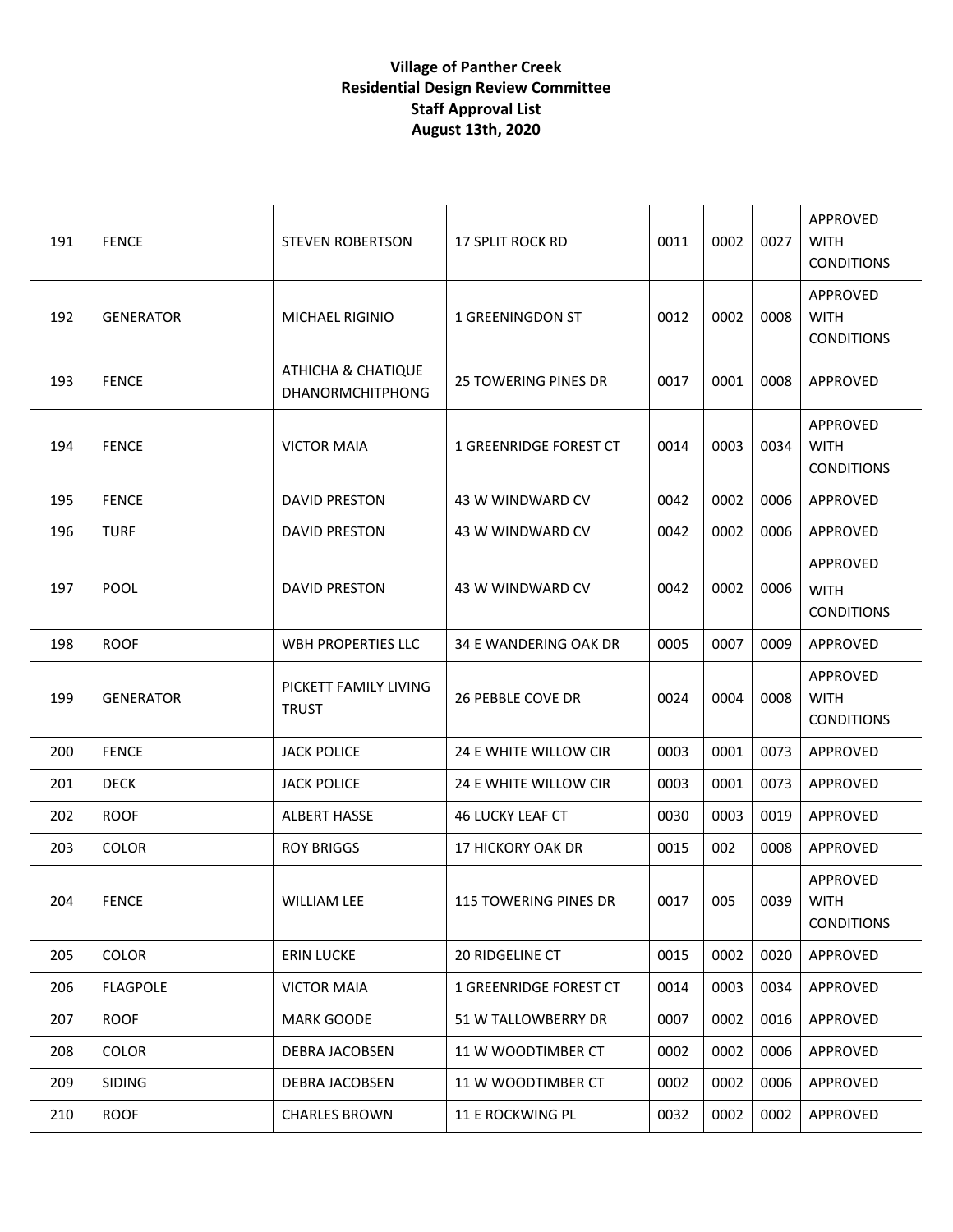**Village of Panther Creek**
**Residential Design Review Committee**
**Staff Approval List**
**August 13th, 2020**

| | | | | | | | |
|---|---|---|---|---|---|---|---|
| 191 | FENCE | STEVEN ROBERTSON | 17 SPLIT ROCK RD | 0011 | 0002 | 0027 | APPROVED WITH CONDITIONS |
| 192 | GENERATOR | MICHAEL RIGINIO | 1 GREENINGDON ST | 0012 | 0002 | 0008 | APPROVED WITH CONDITIONS |
| 193 | FENCE | ATHICHA & CHATIQUE DHANORMCHITPHONG | 25 TOWERING PINES DR | 0017 | 0001 | 0008 | APPROVED |
| 194 | FENCE | VICTOR MAIA | 1 GREENRIDGE FOREST CT | 0014 | 0003 | 0034 | APPROVED WITH CONDITIONS |
| 195 | FENCE | DAVID PRESTON | 43 W WINDWARD CV | 0042 | 0002 | 0006 | APPROVED |
| 196 | TURF | DAVID PRESTON | 43 W WINDWARD CV | 0042 | 0002 | 0006 | APPROVED |
| 197 | POOL | DAVID PRESTON | 43 W WINDWARD CV | 0042 | 0002 | 0006 | APPROVED WITH CONDITIONS |
| 198 | ROOF | WBH PROPERTIES LLC | 34 E WANDERING OAK DR | 0005 | 0007 | 0009 | APPROVED |
| 199 | GENERATOR | PICKETT FAMILY LIVING TRUST | 26 PEBBLE COVE DR | 0024 | 0004 | 0008 | APPROVED WITH CONDITIONS |
| 200 | FENCE | JACK POLICE | 24 E WHITE WILLOW CIR | 0003 | 0001 | 0073 | APPROVED |
| 201 | DECK | JACK POLICE | 24 E WHITE WILLOW CIR | 0003 | 0001 | 0073 | APPROVED |
| 202 | ROOF | ALBERT HASSE | 46 LUCKY LEAF CT | 0030 | 0003 | 0019 | APPROVED |
| 203 | COLOR | ROY BRIGGS | 17 HICKORY OAK DR | 0015 | 002 | 0008 | APPROVED |
| 204 | FENCE | WILLIAM LEE | 115 TOWERING PINES DR | 0017 | 005 | 0039 | APPROVED WITH CONDITIONS |
| 205 | COLOR | ERIN LUCKE | 20 RIDGELINE CT | 0015 | 0002 | 0020 | APPROVED |
| 206 | FLAGPOLE | VICTOR MAIA | 1 GREENRIDGE FOREST CT | 0014 | 0003 | 0034 | APPROVED |
| 207 | ROOF | MARK GOODE | 51 W TALLOWBERRY DR | 0007 | 0002 | 0016 | APPROVED |
| 208 | COLOR | DEBRA JACOBSEN | 11 W WOODTIMBER CT | 0002 | 0002 | 0006 | APPROVED |
| 209 | SIDING | DEBRA JACOBSEN | 11 W WOODTIMBER CT | 0002 | 0002 | 0006 | APPROVED |
| 210 | ROOF | CHARLES BROWN | 11 E ROCKWING PL | 0032 | 0002 | 0002 | APPROVED |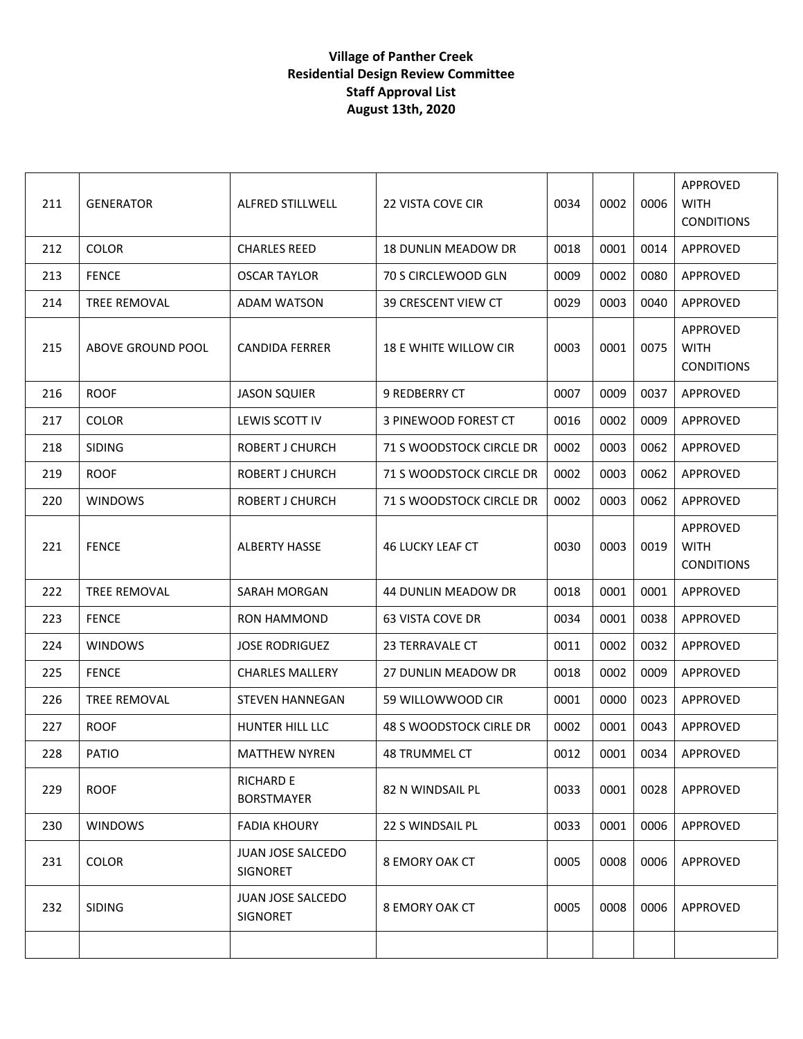**Village of Panther Creek**
**Residential Design Review Committee**
**Staff Approval List**
**August 13th, 2020**

| | | | | | | | |
|---|---|---|---|---|---|---|---|
| 211 | GENERATOR | ALFRED STILLWELL | 22 VISTA COVE CIR | 0034 | 0002 | 0006 | APPROVED WITH CONDITIONS |
| 212 | COLOR | CHARLES REED | 18 DUNLIN MEADOW DR | 0018 | 0001 | 0014 | APPROVED |
| 213 | FENCE | OSCAR TAYLOR | 70 S CIRCLEWOOD GLN | 0009 | 0002 | 0080 | APPROVED |
| 214 | TREE REMOVAL | ADAM WATSON | 39 CRESCENT VIEW CT | 0029 | 0003 | 0040 | APPROVED |
| 215 | ABOVE GROUND POOL | CANDIDA FERRER | 18 E WHITE WILLOW CIR | 0003 | 0001 | 0075 | APPROVED WITH CONDITIONS |
| 216 | ROOF | JASON SQUIER | 9 REDBERRY CT | 0007 | 0009 | 0037 | APPROVED |
| 217 | COLOR | LEWIS SCOTT IV | 3 PINEWOOD FOREST CT | 0016 | 0002 | 0009 | APPROVED |
| 218 | SIDING | ROBERT J CHURCH | 71 S WOODSTOCK CIRCLE DR | 0002 | 0003 | 0062 | APPROVED |
| 219 | ROOF | ROBERT J CHURCH | 71 S WOODSTOCK CIRCLE DR | 0002 | 0003 | 0062 | APPROVED |
| 220 | WINDOWS | ROBERT J CHURCH | 71 S WOODSTOCK CIRCLE DR | 0002 | 0003 | 0062 | APPROVED |
| 221 | FENCE | ALBERTY HASSE | 46 LUCKY LEAF CT | 0030 | 0003 | 0019 | APPROVED WITH CONDITIONS |
| 222 | TREE REMOVAL | SARAH MORGAN | 44 DUNLIN MEADOW DR | 0018 | 0001 | 0001 | APPROVED |
| 223 | FENCE | RON HAMMOND | 63 VISTA COVE DR | 0034 | 0001 | 0038 | APPROVED |
| 224 | WINDOWS | JOSE RODRIGUEZ | 23 TERRAVALE CT | 0011 | 0002 | 0032 | APPROVED |
| 225 | FENCE | CHARLES MALLERY | 27 DUNLIN MEADOW DR | 0018 | 0002 | 0009 | APPROVED |
| 226 | TREE REMOVAL | STEVEN HANNEGAN | 59 WILLOWWOOD CIR | 0001 | 0000 | 0023 | APPROVED |
| 227 | ROOF | HUNTER HILL LLC | 48 S WOODSTOCK CIRLE DR | 0002 | 0001 | 0043 | APPROVED |
| 228 | PATIO | MATTHEW NYREN | 48 TRUMMEL CT | 0012 | 0001 | 0034 | APPROVED |
| 229 | ROOF | RICHARD E BORSTMAYER | 82 N WINDSAIL PL | 0033 | 0001 | 0028 | APPROVED |
| 230 | WINDOWS | FADIA KHOURY | 22 S WINDSAIL PL | 0033 | 0001 | 0006 | APPROVED |
| 231 | COLOR | JUAN JOSE SALCEDO SIGNORET | 8 EMORY OAK CT | 0005 | 0008 | 0006 | APPROVED |
| 232 | SIDING | JUAN JOSE SALCEDO SIGNORET | 8 EMORY OAK CT | 0005 | 0008 | 0006 | APPROVED |
| | | | | | | | |